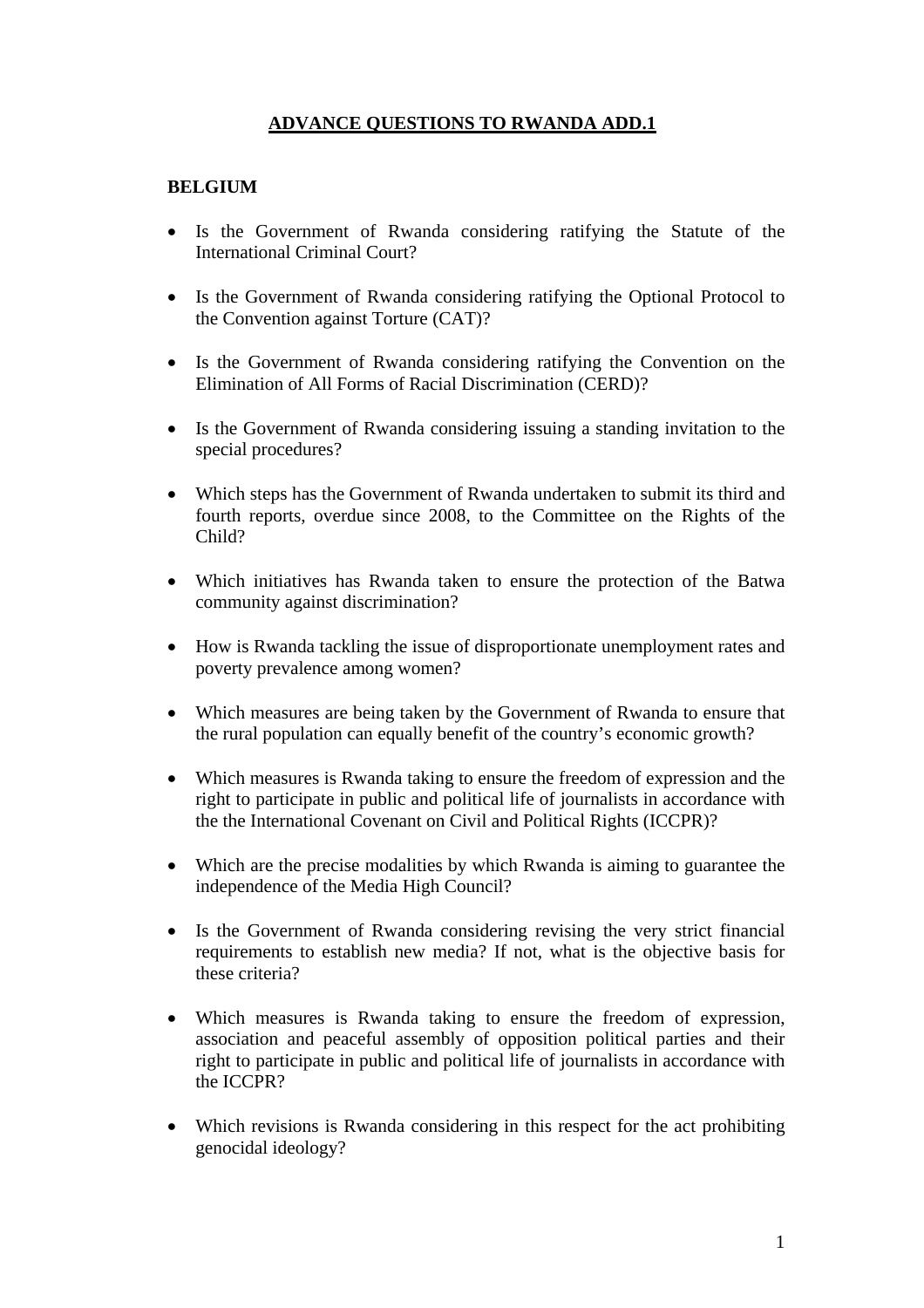# ADVANCE QUESTIONS TO RWANDA ADD.1

## BELGIUM

- Is the Government of Rwanda considering ratifying the Statute of the International Criminal Court?
- Is the Government of Rwanda considering ratifying the Optional Protocol to the Convention against Torture (CAT)?
- Is the Government of Rwanda considering ratifying the Convention on the Elimination of All Forms of Racial Discrimination (CERD)?
- Is the Government of Rwanda considering issuing a standing invitation to the special procedures?
- Which steps has the Government of Rwanda undertaken to submit its third and fourth reports, overdue since 2008, to the Committee on the Rights of the Child?
- Which initiatives has Rwanda taken to ensure the protection of the Batwa community against discrimination?
- How is Rwanda tackling the issue of disproportionate unemployment rates and poverty prevalence among women?
- Which measures are being taken by the Government of Rwanda to ensure that the rural population can equally benefit of the country's economic growth?
- Which measures is Rwanda taking to ensure the freedom of expression and the right to participate in public and political life of journalists in accordance with the the International Covenant on Civil and Political Rights (ICCPR)?
- Which are the precise modalities by which Rwanda is aiming to guarantee the independence of the Media High Council?
- Is the Government of Rwanda considering revising the very strict financial requirements to establish new media? If not, what is the objective basis for these criteria?
- Which measures is Rwanda taking to ensure the freedom of expression, association and peaceful assembly of opposition political parties and their right to participate in public and political life of journalists in accordance with the ICCPR?
- Which revisions is Rwanda considering in this respect for the act prohibiting genocidal ideology?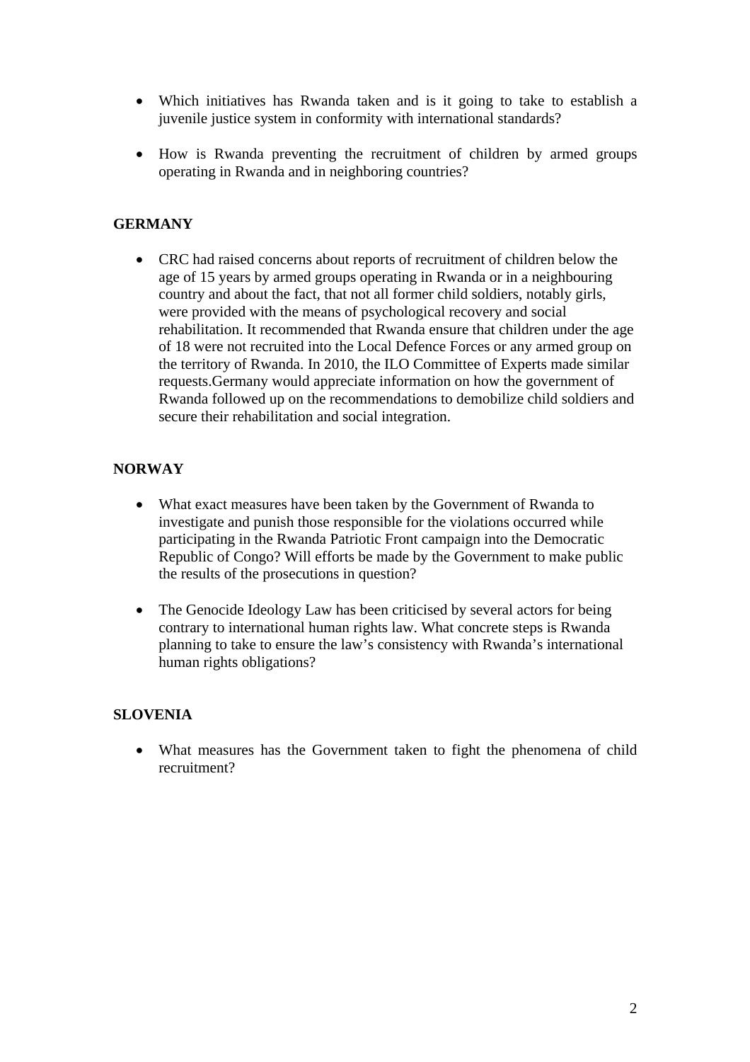- Which initiatives has Rwanda taken and is it going to take to establish a juvenile justice system in conformity with international standards?

- How is Rwanda preventing the recruitment of children by armed groups operating in Rwanda and in neighboring countries?

**GERMANY**

- CRC had raised concerns about reports of recruitment of children below the age of 15 years by armed groups operating in Rwanda or in a neighbouring country and about the fact, that not all former child soldiers, notably girls, were provided with the means of psychological recovery and social rehabilitation. It recommended that Rwanda ensure that children under the age of 18 were not recruited into the Local Defence Forces or any armed group on the territory of Rwanda. In 2010, the ILO Committee of Experts made similar requests.Germany would appreciate information on how the government of Rwanda followed up on the recommendations to demobilize child soldiers and secure their rehabilitation and social integration.

**NORWAY**

- What exact measures have been taken by the Government of Rwanda to investigate and punish those responsible for the violations occurred while participating in the Rwanda Patriotic Front campaign into the Democratic Republic of Congo? Will efforts be made by the Government to make public the results of the prosecutions in question?

- The Genocide Ideology Law has been criticised by several actors for being contrary to international human rights law. What concrete steps is Rwanda planning to take to ensure the law's consistency with Rwanda's international human rights obligations?

**SLOVENIA**

- What measures has the Government taken to fight the phenomena of child recruitment?